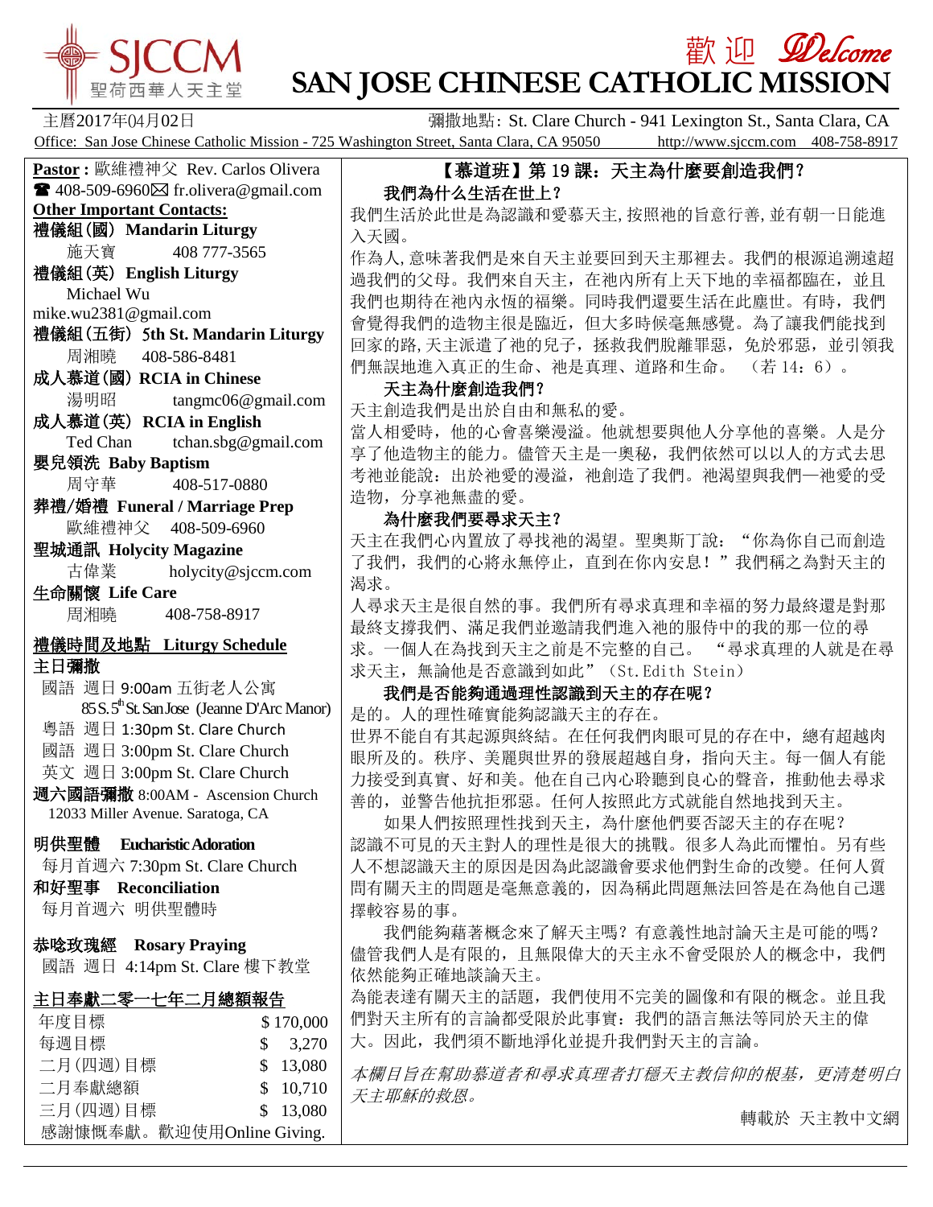SJCCM 聖荷西華人天主堂

歡迎 Welcome

# SAN JOSE CHINESE CATHOLIC MISSION

主曆2017年04月02日 彌撒地點: St. Clare Church - 941 Lexington St., Santa Clara, CA

Office: San Jose Chinese Catholic Mission - 725 Washington Street, Santa Clara, CA 95050 http://www.sjccm.com 408-758-8917

**Pastor :** 歐維禮神父 Rev. Carlos Olivera
☎ 408-509-6960 ✉ fr.olivera@gmail.com

**Other Important Contacts:**

**禮儀組(國) Mandarin Liturgy**
施天寶 408 777-3565

**禮儀組(英) English Liturgy**
Michael Wu
mike.wu2381@gmail.com

**禮儀組(五街) 5th St. Mandarin Liturgy**
周湘曉 408-586-8481

**成人慕道(國) RCIA in Chinese**
湯明昭 tangmc06@gmail.com

**成人慕道(英) RCIA in English**
Ted Chan tchan.sbg@gmail.com

**嬰兒領洗 Baby Baptism**
周守華 408-517-0880

**葬禮/婚禮 Funeral / Marriage Prep**
歐維禮神父 408-509-6960

**聖城通訊 Holycity Magazine**
古偉業 holycity@sjccm.com

**生命關懷 Life Care**
周湘曉 408-758-8917

**禮儀時間及地點 Liturgy Schedule**

**主日彌撒**
國語 週日 9:00am 五街老人公寓
85 S. 5th St. San Jose (Jeanne D'Arc Manor)
粵語 週日 1:30pm St. Clare Church
國語 週日 3:00pm St. Clare Church
英文 週日 3:00pm St. Clare Church

**週六國語彌撒** 8:00AM - Ascension Church
12033 Miller Avenue. Saratoga, CA

**明供聖體 Eucharistic Adoration**
每月首週六 7:30pm St. Clare Church

**和好聖事 Reconciliation**
每月首週六 明供聖體時

**恭唸玫瑰經 Rosary Praying**
國語 週日 4:14pm St. Clare 樓下教室

**主日奉獻二零一七年二月總額報告**

| | |
|---|---|
| 年度目標 | $ 170,000 |
| 每週目標 | $ 3,270 |
| 二月(四週)目標 | $ 13,080 |
| 二月奉獻總額 | $ 10,710 |
| 三月(四週)目標 | $ 13,080 |

感謝慷慨奉獻。歡迎使用Online Giving.

## 【慕道班】第 19 課：天主為什麼要創造我們？

### 我們為什么生活在世上？

我們生活於此世是為認識和愛慕天主, 按照祂的旨意行善, 並有朝一日能進入天國。

作為人, 意味著我們是來自天主並要回到天主那裡去。我們的根源追溯遠超過我們的父母。我們來自天主，在祂內所有上天下地的幸福都臨在，並且我們也期待在祂內永恆的福樂。同時我們還要生活在此塵世。有時，我們會覺得我們的造物主很是臨近，但大多時候毫無感覺。為了讓我們能找到回家的路, 天主派遣了祂的兒子，拯救我們脫離罪惡，免於邪惡，並引領我們無誤地進入真正的生命、祂是真理、道路和生命。 （若 14：6）。

### 天主為什麼創造我們？

天主創造我們是出於自由和無私的愛。

當人相愛時，他的心會喜樂漫溢。他就想要與他人分享他的喜樂。人是分享了他造物主的能力。儘管天主是一奧秘，我們依然可以以人的方式去思考祂並能說：出於祂愛的漫溢，祂創造了我們。祂渴望與我們—祂愛的受造物，分享祂無盡的愛。

### 為什麼我們要尋求天主？

天主在我們心內置放了尋找祂的渴望。聖奧斯丁說：“你為你自己而創造了我們，我們的心將永無停止，直到在你內安息！”我們稱之為對天主的渴求。

人尋求天主是很自然的事。我們所有尋求真理和幸福的努力最終還是對那最終支撐我們、滿足我們並邀請我們進入祂的服侍中的我的那一位的尋求。一個人在為找到天主之前是不完整的自己。 “尋求真理的人就是在尋求天主，無論他是否意識到如此”（St. Edith Stein）

### 我們是否能夠通過理性認識到天主的存在呢？

是的。人的理性確實能夠認識天主的存在。

世界不能自有其起源與終結。在任何我們肉眼可見的存在中，總有超越肉眼所及的。秩序、美麗與世界的發展超越自身，指向天主。每一個人有能力接受到真實、好和美。他在自己內心聆聽到良心的聲音，推動他去尋求善的，並警告他抗拒邪惡。任何人按照此方式就能自然地找到天主。

如果人們按照理性找到天主，為什麼他們要否認天主的存在呢？

認識不可見的天主對人的理性是很大的挑戰。很多人為此而懼怕。另有些人不想認識天主的原因是因為此認識會要求他們對生命的改變。任何人質問有關天主的問題是毫無意義的，因為稱此問題無法回答是在為他自己選擇較容易的事。

我們能夠藉著概念來了解天主嗎？有意義性地討論天主是可能的嗎？

儘管我們人是有限的，且無限偉大的天主永不會受限於人的概念中，我們依然能夠正確地談論天主。

為能表達有關天主的話題，我們使用不完美的圖像和有限的概念。並且我們對天主所有的言論都受限於此事實：我們的語言無法等同於天主的偉大。因此，我們須不斷地淨化並提升我們對天主的言論。

*本欄目旨在幫助慕道者和尋求真理者打穩天主教信仰的根基，更清楚明白天主耶穌的救恩。*

轉載於 天主教中文網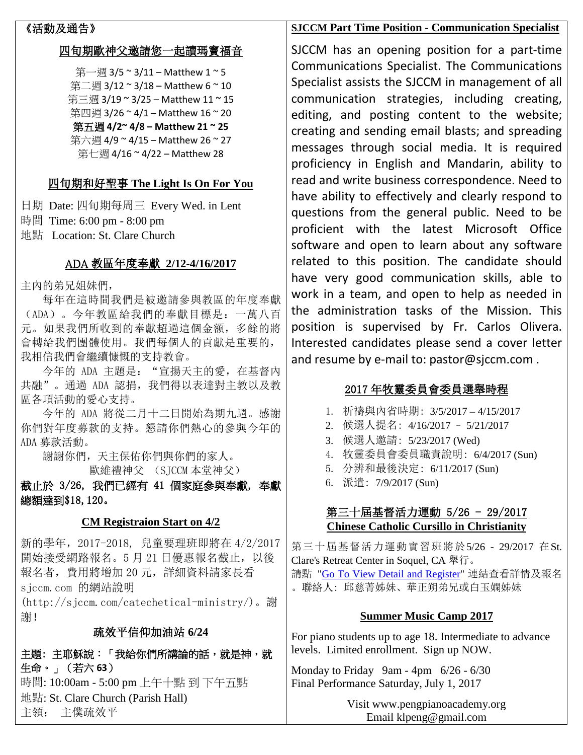《活動及通告》

## 四旬期歐神父邀請您一起讀瑪竇福音

第一週 3/5 ~ 3/11 – Matthew 1 ~ 5
第二週 3/12 ~ 3/18 – Matthew 6 ~ 10
第三週 3/19 ~ 3/25 – Matthew 11 ~ 15
第四週 3/26 ~ 4/1 – Matthew 16 ~ 20
**第五週 4/2~ 4/8 – Matthew 21 ~ 25**
第六週 4/9 ~ 4/15 – Matthew 26 ~ 27
第七週 4/16 ~ 4/22 – Matthew 28

## 四旬期和好聖事 The Light Is On For You

日期 Date: 四旬期每周三 Every Wed. in Lent
時間 Time: 6:00 pm - 8:00 pm
地點 Location: St. Clare Church

## ADA 教區年度奉獻 2/12-4/16/2017

主內的弟兄姐妹們，

每年在這時間我們是被邀請參與教區的年度奉獻（ADA）。今年教區給我們的奉獻目標是：一萬八百元。如果我們所收到的奉獻超過這個金額，多餘的將會轉給我們團體使用。我們每個人的貢獻是重要的，我相信我們會繼續慷慨的支持教會。

今年的 ADA 主題是："宣揚天主的愛，在基督內共融"。通過 ADA 認捐，我們得以表達對主教以及教區各項活動的愛心支持。

今年的 ADA 將從二月十二日開始為期九週。感謝你們對年度募款的支持。懇請你們熱心的參與今年的 ADA 募款活動。

謝謝你們，天主保佑你們與你們的家人。

歐維禮神父 （SJCCM 本堂神父）

**截止於 3/26，我們已經有 41 個家庭參與奉獻，奉獻總額達到$18,120。**

## CM Registraion Start on 4/2

新的學年，2017-2018，兒童要理班即將在 4/2/2017 開始接受網路報名。5 月 21 日優惠報名截止，以後報名者，費用將增加 20 元，詳細資料請家長看 sjccm.com 的網站說明 (http://sjccm.com/catechetical-ministry/)。謝謝！

## 疏效平信仰加油站 6/24

**主題：主耶穌說：「我給你們所講論的話，就是神，就生命。」（若六 63）**
時間: 10:00am - 5:00 pm 上午十點 到 下午五點
地點: St. Clare Church (Parish Hall)
主領： 主僕疏效平

## SJCCM Part Time Position - Communication Specialist

SJCCM has an opening position for a part-time Communications Specialist. The Communications Specialist assists the SJCCM in management of all communication strategies, including creating, editing, and posting content to the website; creating and sending email blasts; and spreading messages through social media. It is required proficiency in English and Mandarin, ability to read and write business correspondence. Need to have ability to effectively and clearly respond to questions from the general public. Need to be proficient with the latest Microsoft Office software and open to learn about any software related to this position. The candidate should have very good communication skills, able to work in a team, and open to help as needed in the administration tasks of the Mission. This position is supervised by Fr. Carlos Olivera. Interested candidates please send a cover letter and resume by e-mail to: pastor@sjccm.com .

## 2017 年牧靈委員會委員選舉時程

1. 祈禱與內省時期: 3/5/2017 – 4/15/2017
2. 候選人提名: 4/16/2017 – 5/21/2017
3. 候選人邀請: 5/23/2017 (Wed)
4. 牧靈委員會委員職責說明: 6/4/2017 (Sun)
5. 分辨和最後決定: 6/11/2017 (Sun)
6. 派遣: 7/9/2017 (Sun)

## 第三十屆基督活力運動 5/26 - 29/2017 Chinese Catholic Cursillo in Christianity

第三十屆基督活力運動實習班將於5/26 - 29/2017 在St. Clare's Retreat Center in Soquel, CA 舉行。
請點 "Go To View Detail and Register" 連結查看詳情及報名。聯絡人: 邱慈菁姊妹、華正朔弟兄或白玉嫻姊妹

## Summer Music Camp 2017

For piano students up to age 18. Intermediate to advance levels. Limited enrollment. Sign up NOW.

Monday to Friday 9am - 4pm 6/26 - 6/30
Final Performance Saturday, July 1, 2017

Visit www.pengpianoacademy.org
Email klpeng@gmail.com